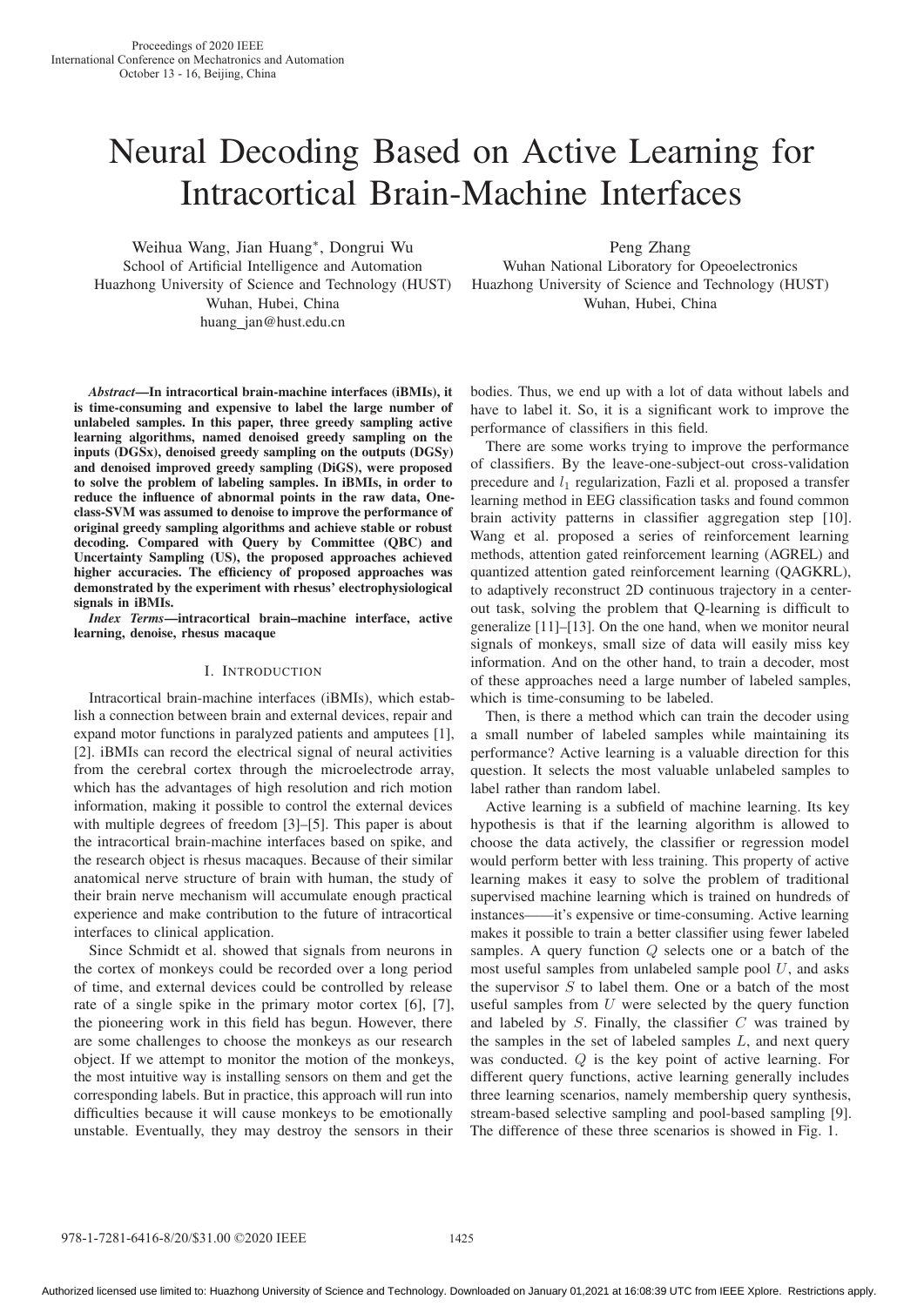# Neural Decoding Based on Active Learning for Intracortical Brain-Machine Interfaces

Weihua Wang, Jian Huang*, Dongrui Wu
School of Artificial Intelligence and Automation
Huazhong University of Science and Technology (HUST)
Wuhan, Hubei, China
huang_jan@hust.edu.cn

Peng Zhang
Wuhan National Liboratory for Opeoelectronics
Huazhong University of Science and Technology (HUST)
Wuhan, Hubei, China

***Abstract*—In intracortical brain-machine interfaces (iBMIs), it is time-consuming and expensive to label the large number of unlabeled samples. In this paper, three greedy sampling active learning algorithms, named denoised greedy sampling on the inputs (DGSx), denoised greedy sampling on the outputs (DGSy) and denoised improved greedy sampling (DiGS), were proposed to solve the problem of labeling samples. In iBMIs, in order to reduce the influence of abnormal points in the raw data, One-class-SVM was assumed to denoise to improve the performance of original greedy sampling algorithms and achieve stable or robust decoding. Compared with Query by Committee (QBC) and Uncertainty Sampling (US), the proposed approaches achieved higher accuracies. The efficiency of proposed approaches was demonstrated by the experiment with rhesus' electrophysiological signals in iBMIs.**

***Index Terms*—intracortical brain–machine interface, active learning, denoise, rhesus macaque**

## I. Introduction

Intracortical brain-machine interfaces (iBMIs), which establish a connection between brain and external devices, repair and expand motor functions in paralyzed patients and amputees [1], [2]. iBMIs can record the electrical signal of neural activities from the cerebral cortex through the microelectrode array, which has the advantages of high resolution and rich motion information, making it possible to control the external devices with multiple degrees of freedom [3]–[5]. This paper is about the intracortical brain-machine interfaces based on spike, and the research object is rhesus macaques. Because of their similar anatomical nerve structure of brain with human, the study of their brain nerve mechanism will accumulate enough practical experience and make contribution to the future of intracortical interfaces to clinical application.

Since Schmidt et al. showed that signals from neurons in the cortex of monkeys could be recorded over a long period of time, and external devices could be controlled by release rate of a single spike in the primary motor cortex [6], [7], the pioneering work in this field has begun. However, there are some challenges to choose the monkeys as our research object. If we attempt to monitor the motion of the monkeys, the most intuitive way is installing sensors on them and get the corresponding labels. But in practice, this approach will run into difficulties because it will cause monkeys to be emotionally unstable. Eventually, they may destroy the sensors in their bodies. Thus, we end up with a lot of data without labels and have to label it. So, it is a significant work to improve the performance of classifiers in this field.

There are some works trying to improve the performance of classifiers. By the leave-one-subject-out cross-validation precedure and $l_1$ regularization, Fazli et al. proposed a transfer learning method in EEG classification tasks and found common brain activity patterns in classifier aggregation step [10]. Wang et al. proposed a series of reinforcement learning methods, attention gated reinforcement learning (AGREL) and quantized attention gated reinforcement learning (QAGKRL), to adaptively reconstruct 2D continuous trajectory in a center-out task, solving the problem that Q-learning is difficult to generalize [11]–[13]. On the one hand, when we monitor neural signals of monkeys, small size of data will easily miss key information. And on the other hand, to train a decoder, most of these approaches need a large number of labeled samples, which is time-consuming to be labeled.

Then, is there a method which can train the decoder using a small number of labeled samples while maintaining its performance? Active learning is a valuable direction for this question. It selects the most valuable unlabeled samples to label rather than random label.

Active learning is a subfield of machine learning. Its key hypothesis is that if the learning algorithm is allowed to choose the data actively, the classifier or regression model would perform better with less training. This property of active learning makes it easy to solve the problem of traditional supervised machine learning which is trained on hundreds of instances——it's expensive or time-consuming. Active learning makes it possible to train a better classifier using fewer labeled samples. A query function $Q$ selects one or a batch of the most useful samples from unlabeled sample pool $U$, and asks the supervisor $S$ to label them. One or a batch of the most useful samples from $U$ were selected by the query function and labeled by $S$. Finally, the classifier $C$ was trained by the samples in the set of labeled samples $L$, and next query was conducted. $Q$ is the key point of active learning. For different query functions, active learning generally includes three learning scenarios, namely membership query synthesis, stream-based selective sampling and pool-based sampling [9]. The difference of these three scenarios is showed in Fig. 1.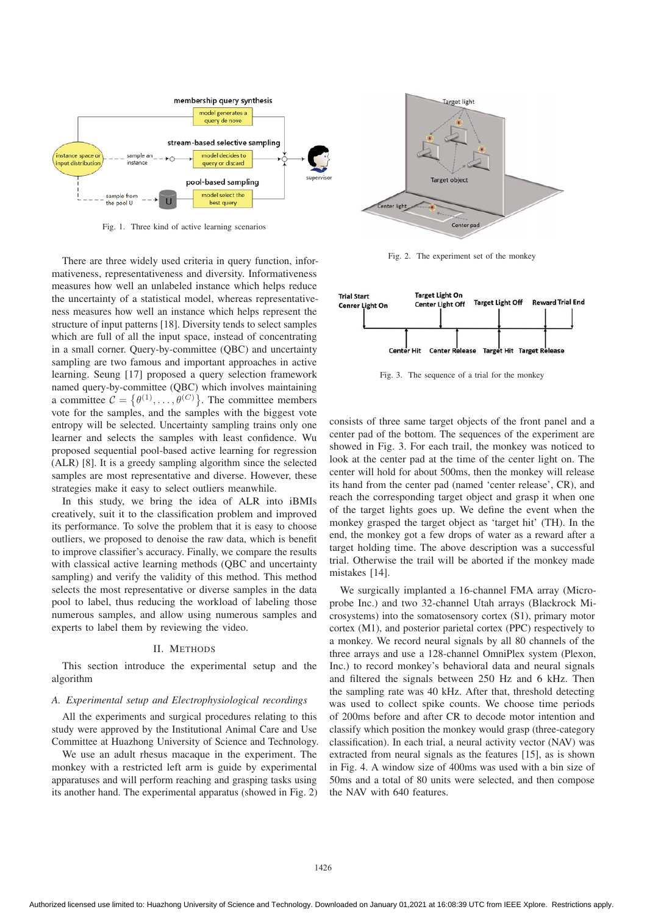Fig. 1. Three kind of active learning scenarios

There are three widely used criteria in query function, informativeness, representativeness and diversity. Informativeness measures how well an unlabeled instance which helps reduce the uncertainty of a statistical model, whereas representativeness measures how well an instance which helps represent the structure of input patterns [18]. Diversity tends to select samples which are full of all the input space, instead of concentrating in a small corner. Query-by-committee (QBC) and uncertainty sampling are two famous and important approaches in active learning. Seung [17] proposed a query selection framework named query-by-committee (QBC) which involves maintaining a committee $\mathcal{C} = \{\theta^{(1)}, \ldots, \theta^{(C)}\}$. The committee members vote for the samples, and the samples with the biggest vote entropy will be selected. Uncertainty sampling trains only one learner and selects the samples with least confidence. Wu proposed sequential pool-based active learning for regression (ALR) [8]. It is a greedy sampling algorithm since the selected samples are most representative and diverse. However, these strategies make it easy to select outliers meanwhile.

In this study, we bring the idea of ALR into iBMIs creatively, suit it to the classification problem and improved its performance. To solve the problem that it is easy to choose outliers, we proposed to denoise the raw data, which is benefit to improve classifier's accuracy. Finally, we compare the results with classical active learning methods (QBC and uncertainty sampling) and verify the validity of this method. This method selects the most representative or diverse samples in the data pool to label, thus reducing the workload of labeling those numerous samples, and allow using numerous samples and experts to label them by reviewing the video.

## II. Methods

This section introduce the experimental setup and the algorithm

### A. Experimental setup and Electrophysiological recordings

All the experiments and surgical procedures relating to this study were approved by the Institutional Animal Care and Use Committee at Huazhong University of Science and Technology.

We use an adult rhesus macaque in the experiment. The monkey with a restricted left arm is guide by experimental apparatuses and will perform reaching and grasping tasks using its another hand. The experimental apparatus (showed in Fig. 2) consists of three same target objects of the front panel and a center pad of the bottom. The sequences of the experiment are showed in Fig. 3. For each trail, the monkey was noticed to look at the center pad at the time of the center light on. The center will hold for about 500ms, then the monkey will release its hand from the center pad (named 'center release', CR), and reach the corresponding target object and grasp it when one of the target lights goes up. We define the event when the monkey grasped the target object as 'target hit' (TH). In the end, the monkey got a few drops of water as a reward after a target holding time. The above description was a successful trial. Otherwise the trail will be aborted if the monkey made mistakes [14].

Fig. 2. The experiment set of the monkey

Fig. 3. The sequence of a trial for the monkey

We surgically implanted a 16-channel FMA array (Microprobe Inc.) and two 32-channel Utah arrays (Blackrock Microsystems) into the somatosensory cortex (S1), primary motor cortex (M1), and posterior parietal cortex (PPC) respectively to a monkey. We record neural signals by all 80 channels of the three arrays and use a 128-channel OmniPlex system (Plexon, Inc.) to record monkey's behavioral data and neural signals and filtered the signals between 250 Hz and 6 kHz. Then the sampling rate was 40 kHz. After that, threshold detecting was used to collect spike counts. We choose time periods of 200ms before and after CR to decode motor intention and classify which position the monkey would grasp (three-category classification). In each trial, a neural activity vector (NAV) was extracted from neural signals as the features [15], as is shown in Fig. 4. A window size of 400ms was used with a bin size of 50ms and a total of 80 units were selected, and then compose the NAV with 640 features.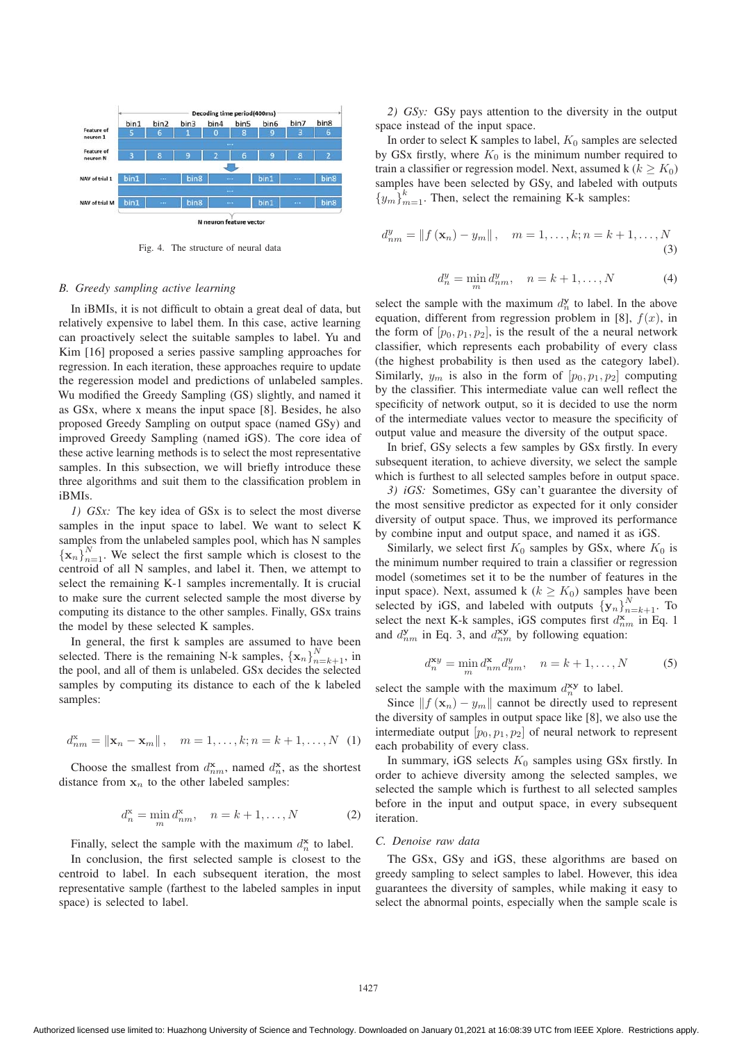Fig. 4. The structure of neural data

### B. Greedy sampling active learning

In iBMIs, it is not difficult to obtain a great deal of data, but relatively expensive to label them. In this case, active learning can proactively select the suitable samples to label. Yu and Kim [16] proposed a series passive sampling approches for regression. In each iteration, these approaches require to update the regeression model and predictions of unlabeled samples. Wu modified the Greedy Sampling (GS) slightly, and named it as GSx, where x means the input space [8]. Besides, he also proposed Greedy Sampling on output space (named GSy) and improved Greedy Sampling (named iGS). The core idea of these active learning methods is to select the most representative samples. In this subsection, we will briefly introduce these three algorithms and suit them to the classification problem in iBMIs.

*1) GSx:* The key idea of GSx is to select the most diverse samples in the input space to label. We want to select K samples from the unlabeled samples pool, which has N samples $\{\mathbf{x}_n\}_{n=1}^{N}$. We select the first sample which is closest to the centroid of all N samples, and label it. Then, we attempt to select the remaining K-1 samples incrementally. It is crucial to make sure the current selected sample the most diverse by computing its distance to the other samples. Finally, GSx trains the model by these selected K samples.

In general, the first k samples are assumed to have been selected. There is the remaining N-k samples, $\{x_n\}_{n=k+1}^{N}$, in the pool, and all of them is unlabeled. GSx decides the selected samples by computing its distance to each of the k labeled samples:

$$d_{nm}^{\mathbf{x}} = \|\mathbf{x}_n - \mathbf{x}_m\|, \quad m = 1, \ldots, k; n = k+1, \ldots, N \quad (1)$$

Choose the smallest from $d_{nm}^{\mathbf{x}}$, named $d_n^{\mathbf{x}}$, as the shortest distance from $\mathbf{x}_n$ to the other labeled samples:

$$d_n^{\mathbf{x}} = \min_m d_{nm}^{\mathbf{x}}, \quad n = k+1, \ldots, N \quad (2)$$

Finally, select the sample with the maximum $d_n^{\mathbf{x}}$ to label.

In conclusion, the first selected sample is closest to the centroid to label. In each subsequent iteration, the most representative sample (farthest to the labeled samples in input space) is selected to label.

*2) GSy:* GSy pays attention to the diversity in the output space instead of the input space.

In order to select K samples to label, $K_0$ samples are selected by GSx firstly, where $K_0$ is the minimum number required to train a classifier or regression model. Next, assumed k ($k \geq K_0$) samples have been selected by GSy, and labeled with outputs $\{y_m\}_{m=1}^{k}$. Then, select the remaining K-k samples:

$$d_{nm}^{y} = \|f(\mathbf{x}_n) - y_m\|, \quad m = 1, \ldots, k; n = k+1, \ldots, N \quad (3)$$

$$d_n^{y} = \min_m d_{nm}^{y}, \quad n = k+1, \ldots, N \quad (4)$$

select the sample with the maximum $d_n^{\mathbf{y}}$ to label. In the above equation, different from regression problem in [8], $f(x)$, in the form of $[p_0, p_1, p_2]$, is the result of a neural network classifier, which represents each probability of every class (the highest probability is then used as the category label). Similarly, $y_m$ is also in the form of $[p_0, p_1, p_2]$ computing by the classifier. This intermediate value can well reflect the specificity of network output, so it is decided to use the norm of the intermediate values vector to measure the specificity of output value and measure the diversity of the output space.

In brief, GSy selects a few samples by GSx firstly. In every subsequent iteration, to achieve diversity, we select the sample which is furthest to all selected samples before in output space.

*3) iGS:* Sometimes, GSy can't guarantee the diversity of the most sensitive predictor as expected for it only consider diversity of output space. Thus, we improved its performance by combine input and output space, and named it as iGS.

Similarly, we select first $K_0$ samples by GSx, where $K_0$ is the minimum number required to train a classifier or regression model (sometimes set it to be the number of features in the input space). Next, assumed k ($k \geq K_0$) samples have been selected by iGS, and labeled with outputs $\{\mathbf{y}_n\}_{n=k+1}^{N}$. To select the next K-k samples, iGS computes first $d_{nm}^{\mathbf{x}}$ in Eq. 1 and $d_{nm}^{\mathbf{y}}$ in Eq. 3, and $d_{nm}^{\mathbf{xy}}$ by following equation:

$$d_n^{\mathbf{x}y} = \min_m d_{nm}^{\mathbf{x}} d_{nm}^{y}, \quad n = k+1, \ldots, N \quad (5)$$

select the sample with the maximum $d_n^{\mathbf{xy}}$ to label.

Since $\|f(\mathbf{x}_n) - y_m\|$ cannot be directly used to represent the diversity of samples in output space like [8], we also use the intermediate output $[p_0, p_1, p_2]$ of neural network to represent each probability of every class.

In summary, iGS selects $K_0$ samples using GSx firstly. In order to achieve diversity among the selected samples, we selected the sample which is furthest to all selected samples before in the input and output space, in every subsequent iteration.

### C. Denoise raw data

The GSx, GSy and iGS, these algorithms are based on greedy sampling to select samples to label. However, this idea guarantees the diversity of samples, while making it easy to select the abnormal points, especially when the sample scale is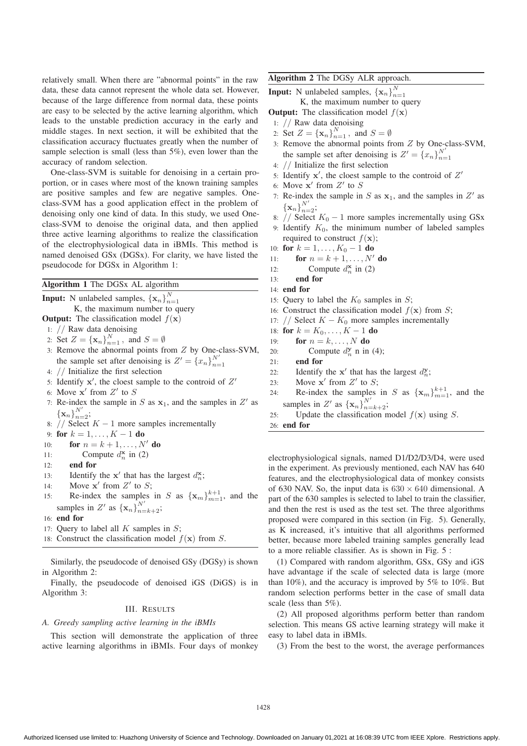relatively small. When there are "abnormal points" in the raw data, these data cannot represent the whole data set. However, because of the large difference from normal data, these points are easy to be selected by the active learning algorithm, which leads to the unstable prediction accuracy in the early and middle stages. In next section, it will be exhibited that the classification accuracy fluctuates greatly when the number of sample selection is small (less than 5%), even lower than the accuracy of random selection.

One-class-SVM is suitable for denoising in a certain proportion, or in cases where most of the known training samples are positive samples and few are negative samples. One-class-SVM has a good application effect in the problem of denoising only one kind of data. In this study, we used One-class-SVM to denoise the original data, and then applied three active learning algorithms to realize the classification of the electrophysiological data in iBMIs. This method is named denoised GSx (DGSx). For clarity, we have listed the pseudocode for DGSx in Algorithm 1:

**Algorithm 1** The DGSx AL algorithm

**Input:** N unlabeled samples, $\{\mathbf{x}_n\}_{n=1}^N$
  K, the maximum number to query
**Output:** The classification model $f(\mathbf{x})$
1: // Raw data denoising
2: Set $Z = \{\mathbf{x}_n\}_{n=1}^N$, and $S = \emptyset$
3: Remove the abnormal points from $Z$ by One-class-SVM, the sample set after denoising is $Z' = \{x_n\}_{n=1}^{N'}$
4: // Initialize the first selection
5: Identify $\mathbf{x}'$, the cloest sample to the controid of $Z'$
6: Move $\mathbf{x}'$ from $Z'$ to $S$
7: Re-index the sample in $S$ as $\mathbf{x}_1$, and the samples in $Z'$ as $\{\mathbf{x}_n\}_{n=2}^{N'}$;
8: // Select $K-1$ more samples incrementally
9: **for** $k = 1, \ldots, K-1$ **do**
10: **for** $n = k+1, \ldots, N'$ **do**
11: Compute $d_n^{\mathbf{x}}$ in (2)
12: **end for**
13: Identify the $\mathbf{x}'$ that has the largest $d_n^{\mathbf{x}}$;
14: Move $\mathbf{x}'$ from $Z'$ to $S$;
15: Re-index the samples in $S$ as $\{\mathbf{x}_m\}_{m=1}^{k+1}$, and the samples in $Z'$ as $\{\mathbf{x}_n\}_{n=k+2}^{N'}$;
16: **end for**
17: Query to label all $K$ samples in $S$;
18: Construct the classification model $f(\mathbf{x})$ from $S$.

Similarly, the pseudocode of denoised GSy (DGSy) is shown in Algorithm 2:

**Algorithm 2** The DGSy ALR approach.

**Input:** N unlabeled samples, $\{\mathbf{x}_n\}_{n=1}^N$
  K, the maximum number to query
**Output:** The classification model $f(\mathbf{x})$
1: // Raw data denoising
2: Set $Z = \{\mathbf{x}_n\}_{n=1}^N$, and $S = \emptyset$
3: Remove the abnormal points from $Z$ by One-class-SVM, the sample set after denoising is $Z' = \{x_n\}_{n=1}^{N'}$
4: // Initialize the first selection
5: Identify $\mathbf{x}'$, the cloest sample to the controid of $Z'$
6: Move $\mathbf{x}'$ from $Z'$ to $S$
7: Re-index the sample in $S$ as $\mathbf{x}_1$, and the samples in $Z'$ as $\{\mathbf{x}_n\}_{n=2}^{N'}$;
8: // Select $K_0 - 1$ more samples incrementally using GSx
9: Identify $K_0$, the minimum number of labeled samples required to construct $f(\mathbf{x})$;
10: **for** $k = 1, \ldots, K_0 - 1$ **do**
11: **for** $n = k+1, \ldots, N'$ **do**
12: Compute $d_n^{\mathbf{x}}$ in (2)
13: **end for**
14: **end for**
15: Query to label the $K_0$ samples in $S$;
16: Construct the classification model $f(\mathbf{x})$ from $S$;
17: // Select $K - K_0$ more samples incrementally
18: **for** $k = K_0, \ldots, K-1$ **do**
19: **for** $n = k, \ldots, N$ **do**
20: Compute $d_n^{\mathbf{y}}$ n in (4);
21: **end for**
22: Identify the $\mathbf{x}'$ that has the largest $d_n^{\mathbf{y}}$;
23: Move $\mathbf{x}'$ from $Z'$ to $S$;
24: Re-index the samples in $S$ as $\{\mathbf{x}_m\}_{m=1}^{k+1}$, and the samples in $Z'$ as $\{\mathbf{x}_n\}_{n=k+2}^{N'}$;
25: Update the classification model $f(\mathbf{x})$ using $S$.
26: **end for**

Finally, the pseudocode of denoised iGS (DiGS) is in Algorithm 3:

## III. Results

### A. Greedy sampling active learning in the iBMIs

This section will demonstrate the application of three active learning algorithms in iBMIs. Four days of monkey electrophysiological signals, named D1/D2/D3/D4, were used in the experiment. As previously mentioned, each NAV has 640 features, and the electrophysiological data of monkey consists of 630 NAV. So, the input data is $630 \times 640$ dimensional. A part of the 630 samples is selected to label to train the classifier, and then the rest is used as the test set. The three algorithms proposed were compared in this section (in Fig. 5). Generally, as K increased, it's intuitive that all algorithms performed better, because more labeled training samples generally lead to a more reliable classifier. As is shown in Fig. 5 :

(1) Compared with random algorithm, GSx, GSy and iGS have advantage if the scale of selected data is large (more than 10%), and the accuracy is improved by 5% to 10%. But random selection performs better in the case of small data scale (less than 5%).

(2) All proposed algorithms perform better than random selection. This means GS active learning strategy will make it easy to label data in iBMIs.

(3) From the best to the worst, the average performances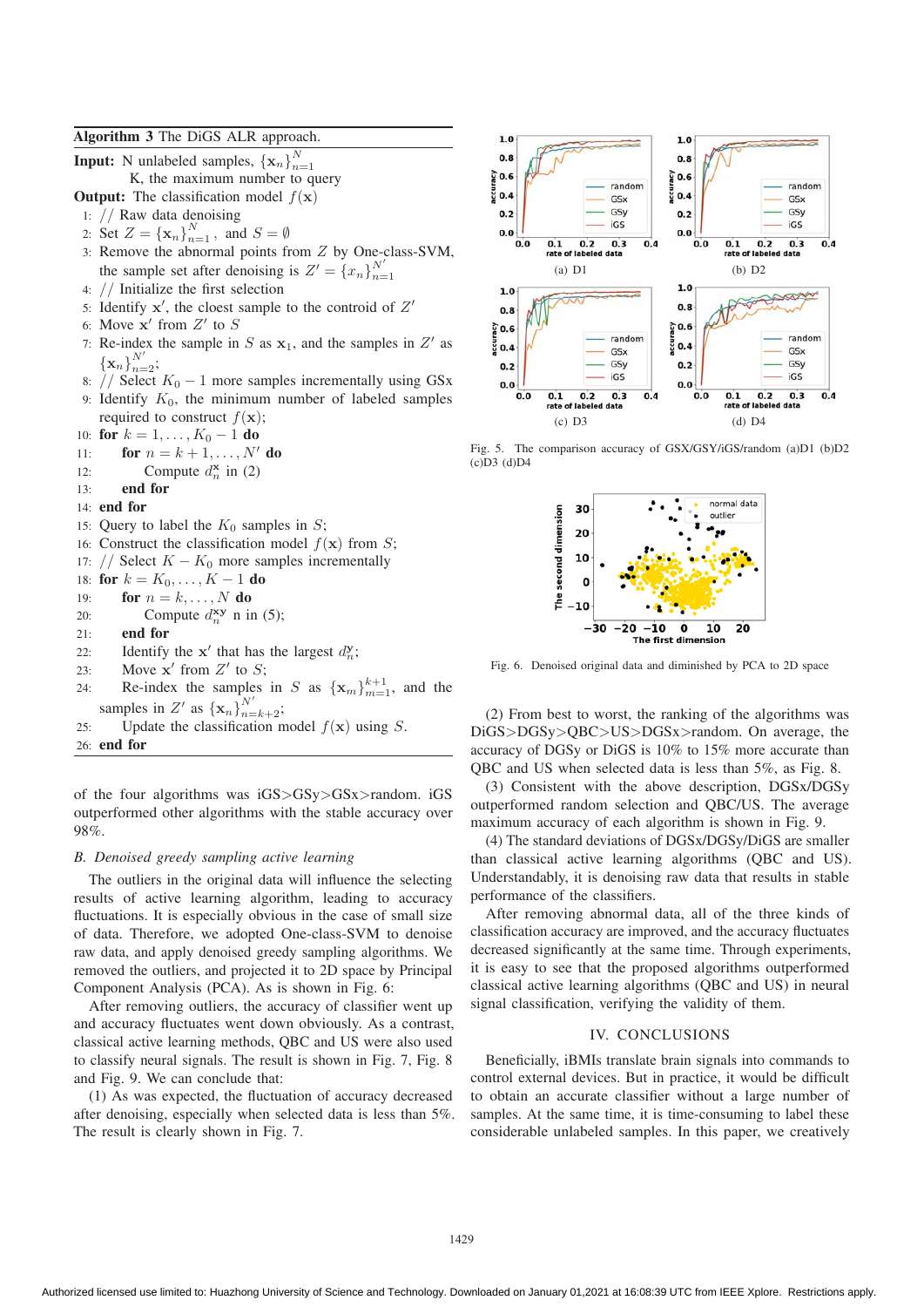**Algorithm 3** The DiGS ALR approach.

**Input:** N unlabeled samples, $\{\mathbf{x}_n\}_{n=1}^{N}$
K, the maximum number to query

**Output:** The classification model $f(\mathbf{x})$

1: // Raw data denoising
2: Set $Z = \{\mathbf{x}_n\}_{n=1}^{N}$, and $S = \emptyset$
3: Remove the abnormal points from $Z$ by One-class-SVM, the sample set after denoising is $Z' = \{x_n\}_{n=1}^{N'}$
4: // Initialize the first selection
5: Identify $\mathbf{x}'$, the cloest sample to the controid of $Z'$
6: Move $\mathbf{x}'$ from $Z'$ to $S$
7: Re-index the sample in $S$ as $\mathbf{x}_1$, and the samples in $Z'$ as $\{\mathbf{x}_n\}_{n=2}^{N'}$;
8: // Select $K_0 - 1$ more samples incrementally using GSx
9: Identify $K_0$, the minimum number of labeled samples required to construct $f(\mathbf{x})$
10: **for** $k = 1, \ldots, K_0 - 1$ **do**
11: **for** $n = k+1, \ldots, N'$ **do**
12: Compute $d_n^{\mathbf{x}}$ in (2)
13: **end for**
14: **end for**
15: Query to label the $K_0$ samples in $S$;
16: Construct the classification model $f(\mathbf{x})$ from $S$;
17: // Select $K - K_0$ more samples incrementally
18: **for** $k = K_0, \ldots, K - 1$ **do**
19: **for** $n = k, \ldots, N$ **do**
20: Compute $d_n^{\mathbf{xy}}$ n in (5);
21: **end for**
22: Identify the $\mathbf{x}'$ that has the largest $d_n^{\mathbf{y}}$;
23: Move $\mathbf{x}'$ from $Z'$ to $S$;
24: Re-index the samples in $S$ as $\{\mathbf{x}_m\}_{m=1}^{k+1}$, and the samples in $Z'$ as $\{\mathbf{x}_n\}_{n=k+2}^{N'}$;
25: Update the classification model $f(\mathbf{x})$ using $S$.
26: **end for**

of the four algorithms was iGS>GSy>GSx>random. iGS outperformed other algorithms with the stable accuracy over 98%.

### B. Denoised greedy sampling active learning

The outliers in the original data will influence the selecting results of active learning algorithm, leading to accuracy fluctuations. It is especially obvious in the case of small size of data. Therefore, we adopted One-class-SVM to denoise raw data, and apply denoised greedy sampling algorithms. We removed the outliers, and projected it to 2D space by Principal Component Analysis (PCA). As is shown in Fig. 6:

After removing outliers, the accuracy of classifier went up and accuracy fluctuates went down obviously. As a contrast, classical active learning methods, QBC and US were also used to classify neural signals. The result is shown in Fig. 7, Fig. 8 and Fig. 9. We can conclude that:

(1) As was expected, the fluctuation of accuracy decreased after denoising, especially when selected data is less than 5%. The result is clearly shown in Fig. 7.

Fig. 5. The comparison accuracy of GSX/GSY/iGS/random (a)D1 (b)D2 (c)D3 (d)D4

Fig. 6. Denoised original data and diminished by PCA to 2D space

(2) From best to worst, the ranking of the algorithms was DiGS>DGSy>QBC>US>DGSx>random. On average, the accuracy of DGSy or DiGS is 10% to 15% more accurate than QBC and US when selected data is less than 5%, as Fig. 8.

(3) Consistent with the above description, DGSx/DGSy outperformed random selection and QBC/US. The average maximum accuracy of each algorithm is shown in Fig. 9.

(4) The standard deviations of DGSx/DGSy/DiGS are smaller than classical active learning algorithms (QBC and US). Understandably, it is denoising raw data that results in stable performance of the classifiers.

After removing abnormal data, all of the three kinds of classification accuracy are improved, and the accuracy fluctuates decreased significantly at the same time. Through experiments, it is easy to see that the proposed algorithms outperformed classical active learning algorithms (QBC and US) in neural signal classification, verifying the validity of them.

## IV. CONCLUSIONS

Beneficially, iBMIs translate brain signals into commands to control external devices. But in practice, it would be difficult to obtain an accurate classifier without a large number of samples. At the same time, it is time-consuming to label these considerable unlabeled samples. In this paper, we creatively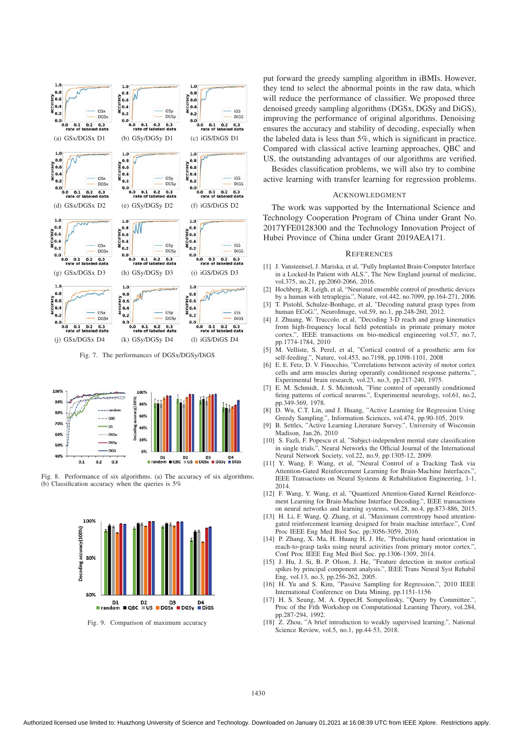1.0
0.8
0.6
0.4
0.2
0.0
accuracy
GSx
DGSx
0.0 0.1 0.2 0.3
rate of labeled data

(a) GSx/DGSx D1

1.0
0.8
0.6
0.4
0.2
0.0
accuracy
GSy
DGSy
0.0 0.1 0.2 0.3
rate of labeled data

(b) GSy/DGSy D1

1.0
0.8
0.6
0.4
0.2
0.0
accuracy
iGS
DiGS
0.0 0.1 0.2 0.3
rate of labeled data

(c) iGS/DiGS D1

(d) GSx/DGSx D2

(e) GSy/DGSy D2

(f) iGS/DiGS D2

(g) GSx/DGSx D3

(h) GSy/DGSy D3

(i) iGS/DiGS D3

(j) GSx/DGSx D4

(k) GSy/DGSy D4

(l) iGS/DiGS D4

Fig. 7. The performances of DGSx/DGSy/DiGS

100%
90%
80%
70%
60%
50%
40%
0.1 0.2 0.3
random
QBC
US
DGSx
DGSy
DiGS

100%
80%
60%
40%
20%
0%
Decoding accuracy(100%)
D1 D2 D3 D4
random QBC US DGSx DGSy DiGS

Fig. 8. Performance of six algorithms. (a) The accuracy of six algorithms. (b) Classification accuracy when the queries is 5%

100%
80%
60%
Decoding accuracy(100%)
D1 D2 D3 D4
random QBC US DGSx DGSy DiGS

Fig. 9. Comparison of maximum accuracy

put forward the greedy sampling algorithm in iBMIs. However, they tend to select the abnormal points in the raw data, which will reduce the performance of classifier. We proposed three denoised greedy sampling algorithms (DGSx, DGSy and DiGS), improving the performance of original algorithms. Denoising ensures the accuracy and stability of decoding, especially when the labeled data is less than 5%, which is significant in practice. Compared with classical active learning approaches, QBC and US, the outstanding advantages of our algorithms are verified.

Besides classification problems, we will also try to combine active learning with transfer learning for regression problems.

## Acknowledgment

The work was supported by the International Science and Technology Cooperation Program of China under Grant No. 2017YFE0128300 and the Technology Innovation Project of Hubei Province of China under Grant 2019AEA171.

## References

[1] J. Vansteensel, J. Mariska, et al, "Fully Implanted Brain-Computer Interface in a Locked-In Patient with ALS.", The New England journal of medicine, vol.375, no.21, pp.2060-2066, 2016.

[2] Hochberg, R. Leigh, et al, "Neuronal ensemble control of prosthetic devices by a human with tetraplegia.", Nature, vol.442, no.7099, pp.164-271, 2006.

[3] T. Pistohl, Schulze-Bonhage, et al, "Decoding natural grasp types from human ECoG.", NeuroImage, vol.59, no.1, pp.248-260, 2012.

[4] J. Zhuang, W. Truccolo. et al, "Decoding 3-D reach and grasp kinematics from high-frequency local field potentials in primate primary motor cortex.", IEEE transactions on bio-medical engineering vol.57, no.7, pp.1774-1784, 2010

[5] M. Velliste, S. Perel, et al, "Cortical control of a prosthetic arm for self-feeding.", Nature, vol.453, no.7198, pp.1098-1101, 2008

[6] E. E. Fetz, D. V. Finocchio, "Correlations between activity of motor cortex cells and arm muscles during operantly conditioned response patterns.", Experimental brain research, vol.23, no.3, pp.217-240, 1975.

[7] E. M. Schmidt, J. S. Mcintosh, "Fine control of operantly conditioned firing patterns of cortical neurons.", Experimental neurology, vol.61, no.2, pp.349-369, 1978.

[8] D. Wu, C.T. Lin, and J. Huang, "Active Learning for Regression Using Greedy Sampling.", Information Sciences, vol.474, pp.90-105, 2019.

[9] B. Settles, "Active Learning Literature Survey.", University of Wisconsin Madison, Jan.26, 2010

[10] S. Fazli, F. Popescu et al, "Subject-independent mental state classification in single trials.", Neural Networks the Official Journal of the International Neural Network Society, vol.22, no.9, pp:1305-12, 2009.

[11] Y. Wang, F. Wang, et al, "Neural Control of a Tracking Task via Attention-Gated Reinforcement Learning for Brain-Machine Interfaces.", IEEE Transactions on Neural Systems & Rehabilitation Engineering, 1-1, 2014.

[12] F. Wang, Y. Wang, et al, "Quantized Attention-Gated Kernel Reinforcement Learning for Brain-Machine Interface Decoding.", IEEE transactions on neural networks and learning systems, vol.28, no.4, pp.873-886, 2015.

[13] H. Li, F. Wang, Q. Zhang, et al, "Maximum correntropy based attention-gated reinforcement learning designed for brain machine interface.", Conf Proc IEEE Eng Med Biol Soc. pp:3056-3059, 2016.

[14] P. Zhang, X. Ma, H. Huang H, J. He, "Predicting hand orientation in reach-to-grasp tasks using neural activities from primary motor cortex.", Conf Proc IEEE Eng Med Biol Soc. pp.1306-1309, 2014.

[15] J. Hu, J. Si, B. P. Olson, J. He, "Feature detection in motor cortical spikes by principal component analysis.", IEEE Trans Neural Syst Rehabil Eng, vol.13, no.3, pp.256-262, 2005.

[16] H. Yu and S. Kim, "Passive Sampling for Regression.", 2010 IEEE International Conference on Data Mining, pp.1151-1156

[17] H. S. Seung, M. A. Opper,H. Sompolinsky, "Query by Committee.", Proc of the Fith Workshop on Computational Learning Theory, vol.284, pp.287-294, 1992.

[18] Z. Zhou, "A brief introduction to weakly supervised learning.", National Science Review, vol.5, no.1, pp.44-53, 2018.